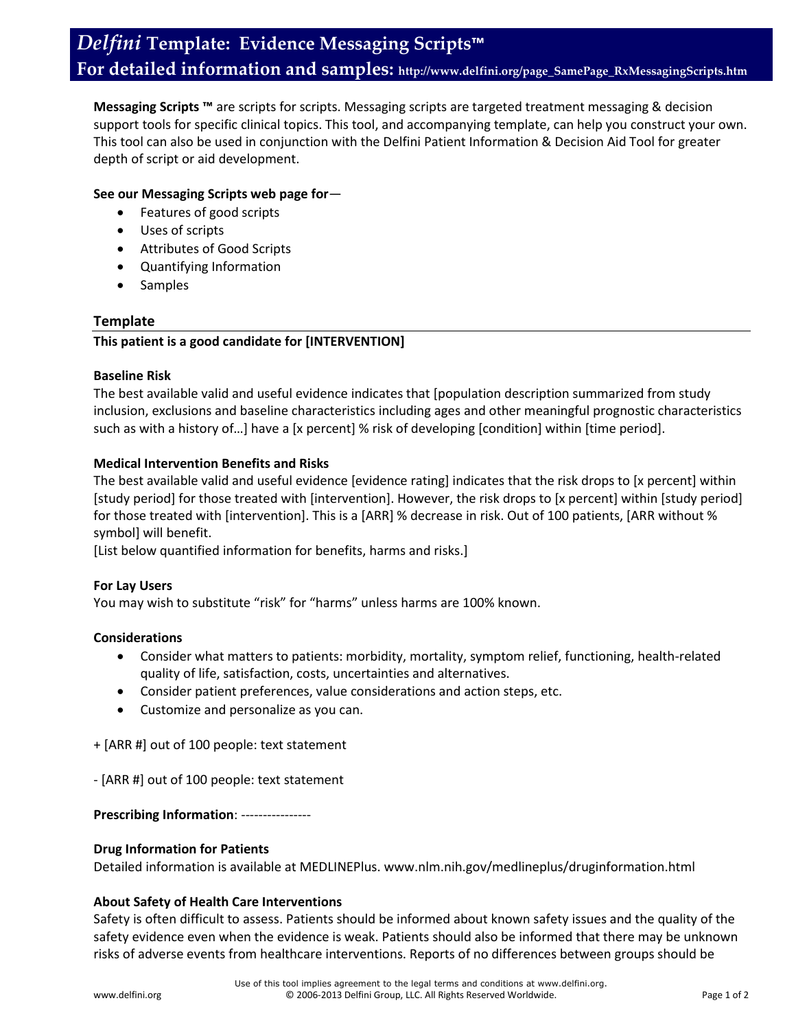# *Delfini* Template: Evidence Messaging Scripts™

## For detailed information and samples: http://www.delfini.org/page_SamePage_RxMessagingScripts.htm

**Messaging Scripts ™** are scripts for scripts. Messaging scripts are targeted treatment messaging & decision support tools for specific clinical topics. This tool, and accompanying template, can help you construct your own. This tool can also be used in conjunction with the Delfini Patient Information & Decision Aid Tool for greater depth of script or aid development.

**See our Messaging Scripts web page for**—

- Features of good scripts
- Uses of scripts
- Attributes of Good Scripts
- Quantifying Information
- Samples

### Template

**This patient is a good candidate for [INTERVENTION]**

**Baseline Risk**

The best available valid and useful evidence indicates that [population description summarized from study inclusion, exclusions and baseline characteristics including ages and other meaningful prognostic characteristics such as with a history of…] have a [x percent] % risk of developing [condition] within [time period].

**Medical Intervention Benefits and Risks**

The best available valid and useful evidence [evidence rating] indicates that the risk drops to [x percent] within [study period] for those treated with [intervention]. However, the risk drops to [x percent] within [study period] for those treated with [intervention]. This is a [ARR] % decrease in risk. Out of 100 patients, [ARR without % symbol] will benefit.
[List below quantified information for benefits, harms and risks.]

**For Lay Users**

You may wish to substitute "risk" for "harms" unless harms are 100% known.

**Considerations**

- Consider what matters to patients: morbidity, mortality, symptom relief, functioning, health-related quality of life, satisfaction, costs, uncertainties and alternatives.
- Consider patient preferences, value considerations and action steps, etc.
- Customize and personalize as you can.

+ [ARR #] out of 100 people: text statement

- [ARR #] out of 100 people: text statement

**Prescribing Information**: ----------------

**Drug Information for Patients**

Detailed information is available at MEDLINEPlus. www.nlm.nih.gov/medlineplus/druginformation.html

**About Safety of Health Care Interventions**

Safety is often difficult to assess. Patients should be informed about known safety issues and the quality of the safety evidence even when the evidence is weak. Patients should also be informed that there may be unknown risks of adverse events from healthcare interventions. Reports of no differences between groups should be

Use of this tool implies agreement to the legal terms and conditions at www.delfini.org.
© 2006-2013 Delfini Group, LLC. All Rights Reserved Worldwide.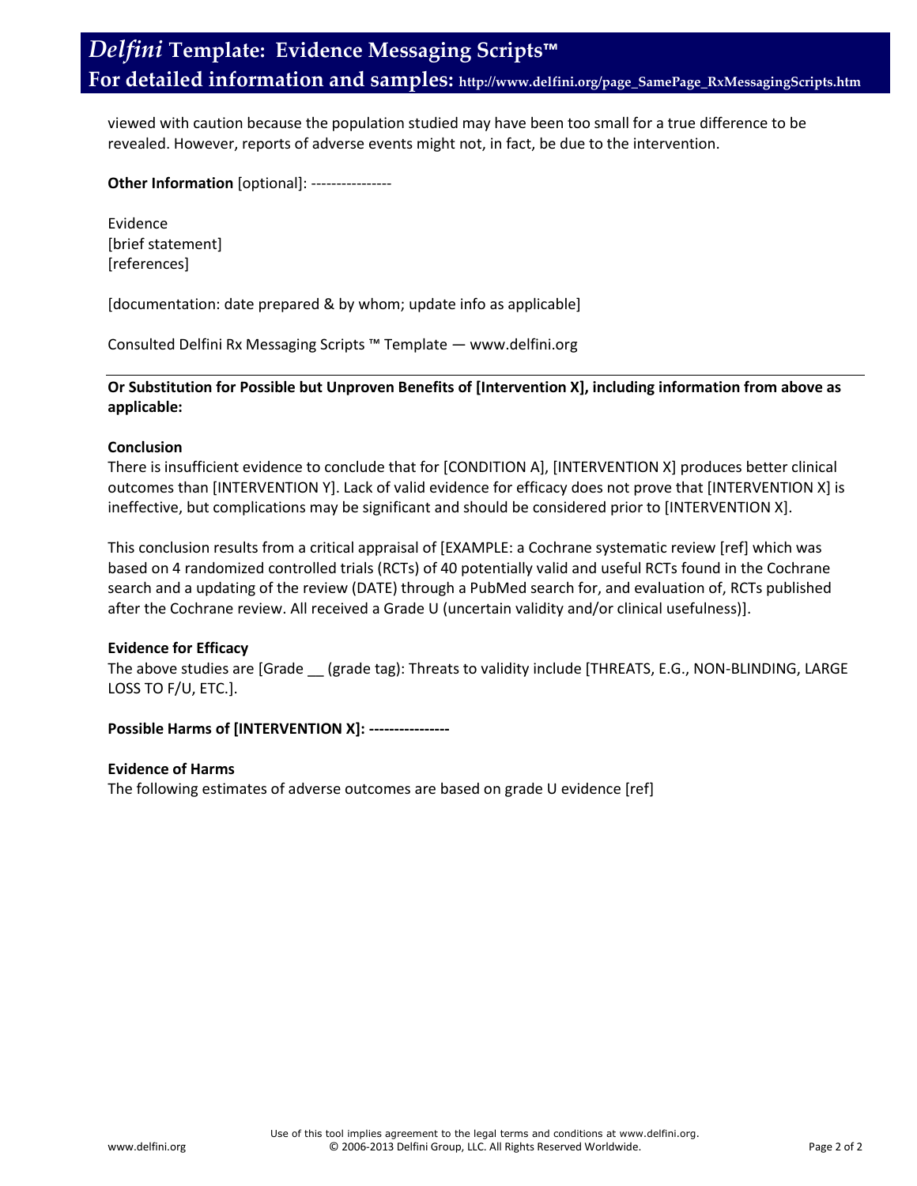viewed with caution because the population studied may have been too small for a true difference to be revealed. However, reports of adverse events might not, in fact, be due to the intervention.

**Other Information** [optional]: ----------------

Evidence
[brief statement]
[references]

[documentation: date prepared & by whom; update info as applicable]

Consulted Delfini Rx Messaging Scripts ™ Template — www.delfini.org

---

**Or Substitution for Possible but Unproven Benefits of [Intervention X], including information from above as applicable:**

**Conclusion**
There is insufficient evidence to conclude that for [CONDITION A], [INTERVENTION X] produces better clinical outcomes than [INTERVENTION Y]. Lack of valid evidence for efficacy does not prove that [INTERVENTION X] is ineffective, but complications may be significant and should be considered prior to [INTERVENTION X].

This conclusion results from a critical appraisal of [EXAMPLE: a Cochrane systematic review [ref] which was based on 4 randomized controlled trials (RCTs) of 40 potentially valid and useful RCTs found in the Cochrane search and a updating of the review (DATE) through a PubMed search for, and evaluation of, RCTs published after the Cochrane review. All received a Grade U (uncertain validity and/or clinical usefulness)].

**Evidence for Efficacy**
The above studies are [Grade __ (grade tag): Threats to validity include [THREATS, E.G., NON-BLINDING, LARGE LOSS TO F/U, ETC.].

**Possible Harms of [INTERVENTION X]: ----------------**

**Evidence of Harms**
The following estimates of adverse outcomes are based on grade U evidence [ref]